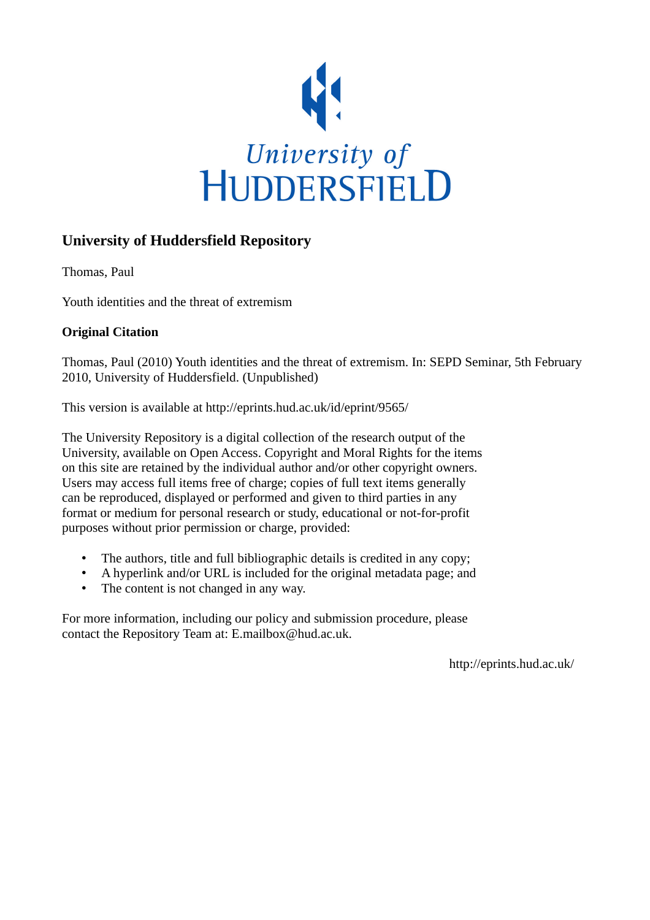University of HUDDERSFIELD

## University of Huddersfield Repository

Thomas, Paul

Youth identities and the threat of extremism

### Original Citation

Thomas, Paul (2010) Youth identities and the threat of extremism. In: SEPD Seminar, 5th February 2010, University of Huddersfield. (Unpublished)

This version is available at http://eprints.hud.ac.uk/id/eprint/9565/

The University Repository is a digital collection of the research output of the University, available on Open Access. Copyright and Moral Rights for the items on this site are retained by the individual author and/or other copyright owners. Users may access full items free of charge; copies of full text items generally can be reproduced, displayed or performed and given to third parties in any format or medium for personal research or study, educational or not-for-profit purposes without prior permission or charge, provided:

- The authors, title and full bibliographic details is credited in any copy;
- A hyperlink and/or URL is included for the original metadata page; and
- The content is not changed in any way.

For more information, including our policy and submission procedure, please contact the Repository Team at: E.mailbox@hud.ac.uk.

http://eprints.hud.ac.uk/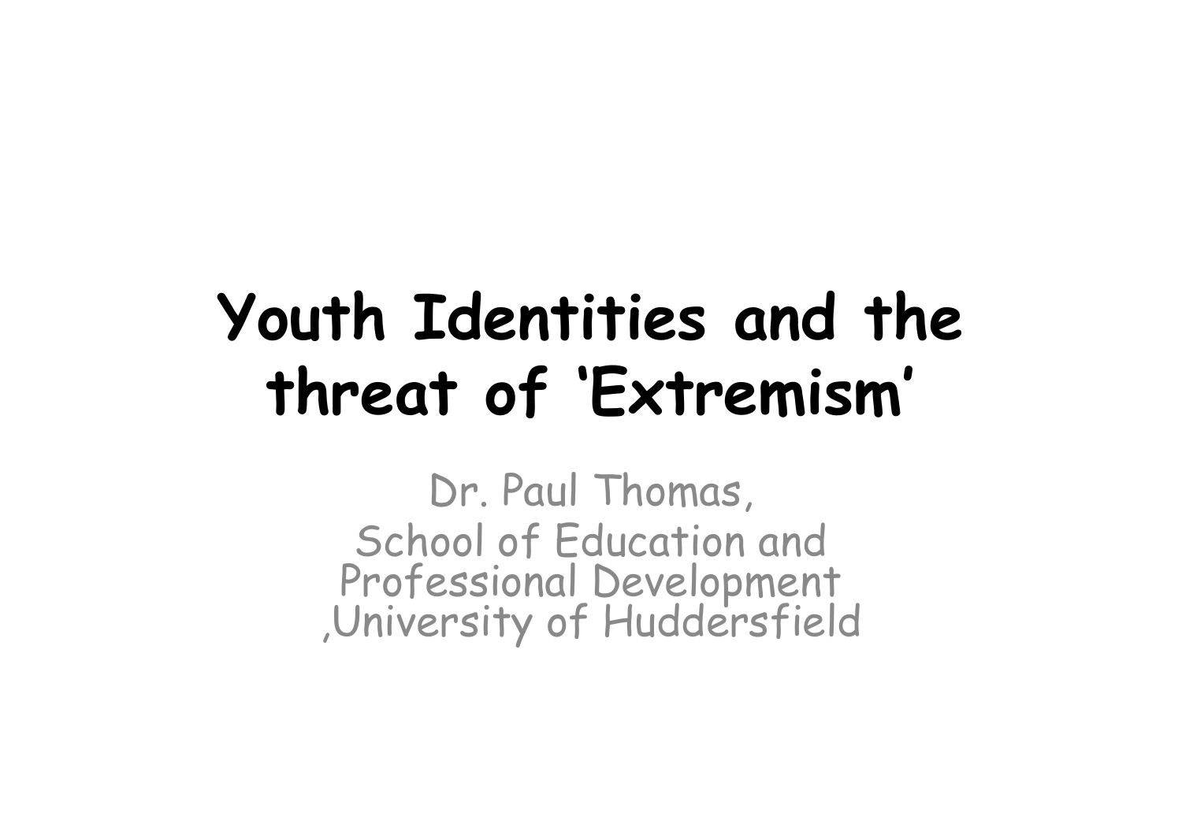# Youth Identities and the threat of 'Extremism'

Dr. Paul Thomas,
School of Education and Professional Development ,University of Huddersfield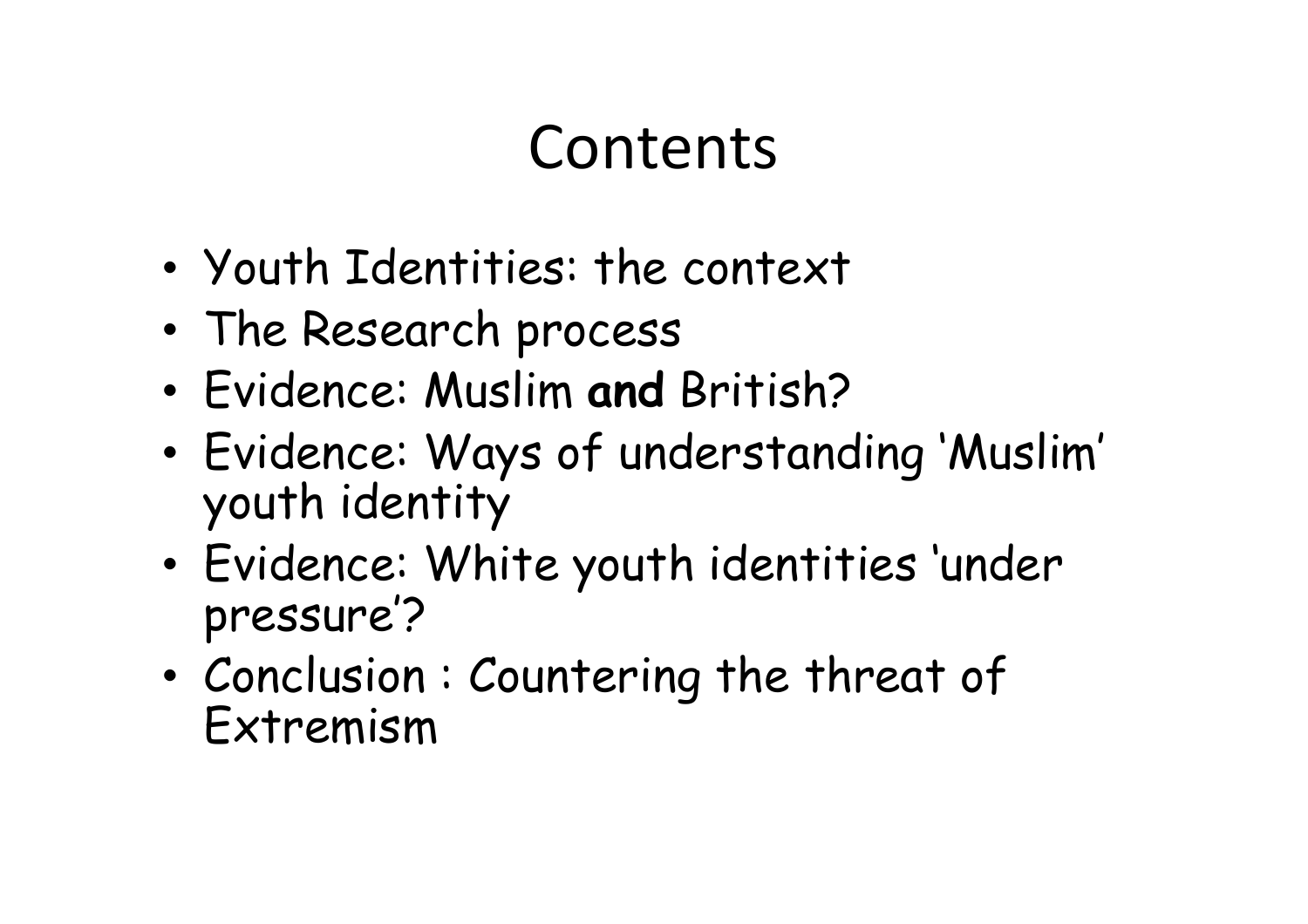# Contents

- Youth Identities: the context
- The Research process
- Evidence: Muslim **and** British?
- Evidence: Ways of understanding 'Muslim' youth identity
- Evidence: White youth identities 'under pressure'?
- Conclusion : Countering the threat of Extremism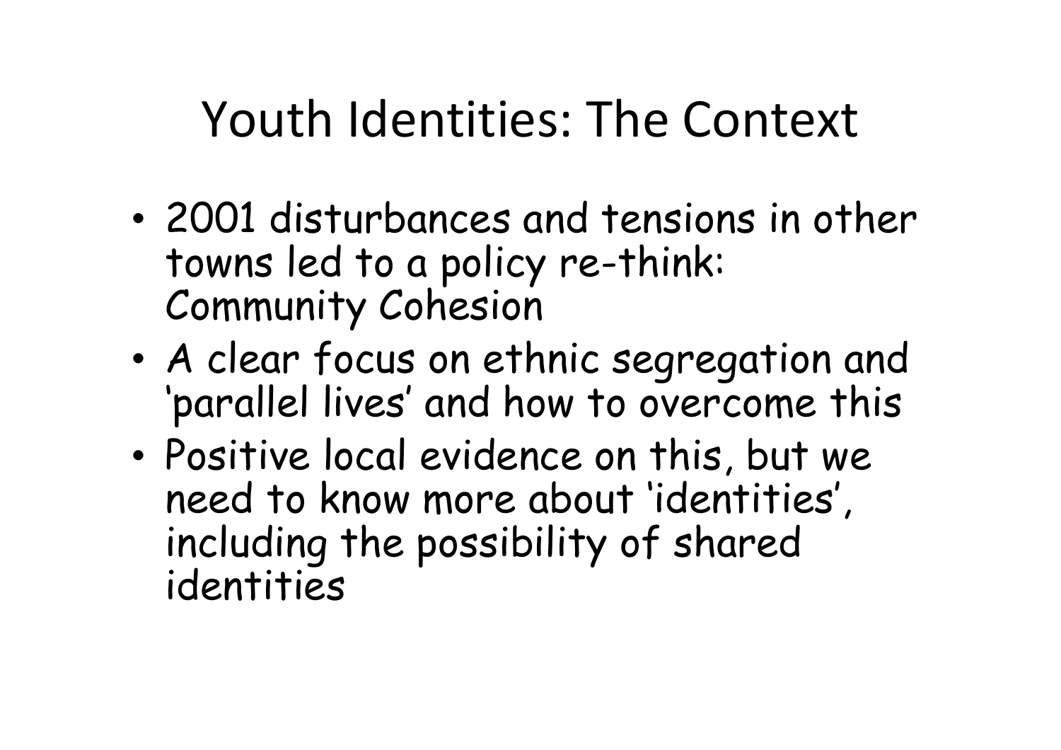# Youth Identities: The Context

- 2001 disturbances and tensions in other towns led to a policy re-think: Community Cohesion
- A clear focus on ethnic segregation and 'parallel lives' and how to overcome this
- Positive local evidence on this, but we need to know more about 'identities', including the possibility of shared identities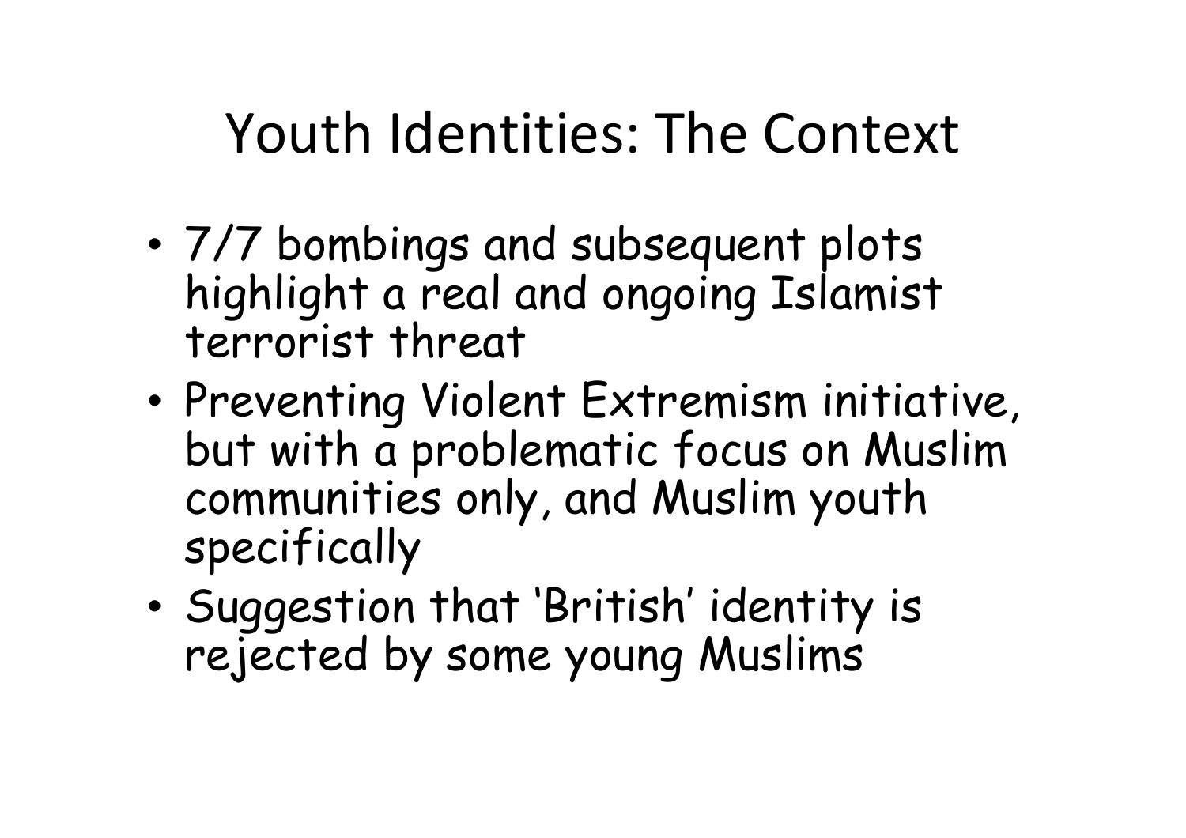# Youth Identities: The Context

- 7/7 bombings and subsequent plots highlight a real and ongoing Islamist terrorist threat
- Preventing Violent Extremism initiative, but with a problematic focus on Muslim communities only, and Muslim youth specifically
- Suggestion that 'British' identity is rejected by some young Muslims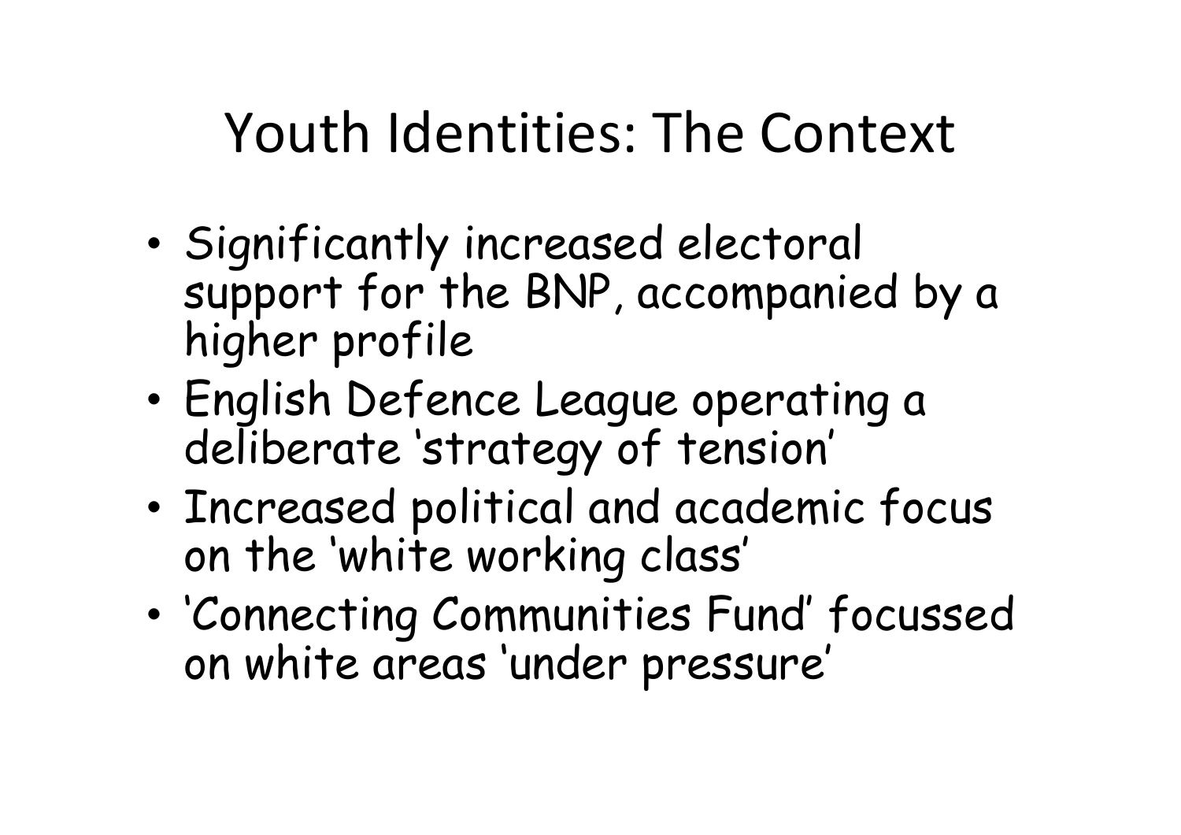# Youth Identities: The Context

- Significantly increased electoral support for the BNP, accompanied by a higher profile
- English Defence League operating a deliberate 'strategy of tension'
- Increased political and academic focus on the 'white working class'
- 'Connecting Communities Fund' focussed on white areas 'under pressure'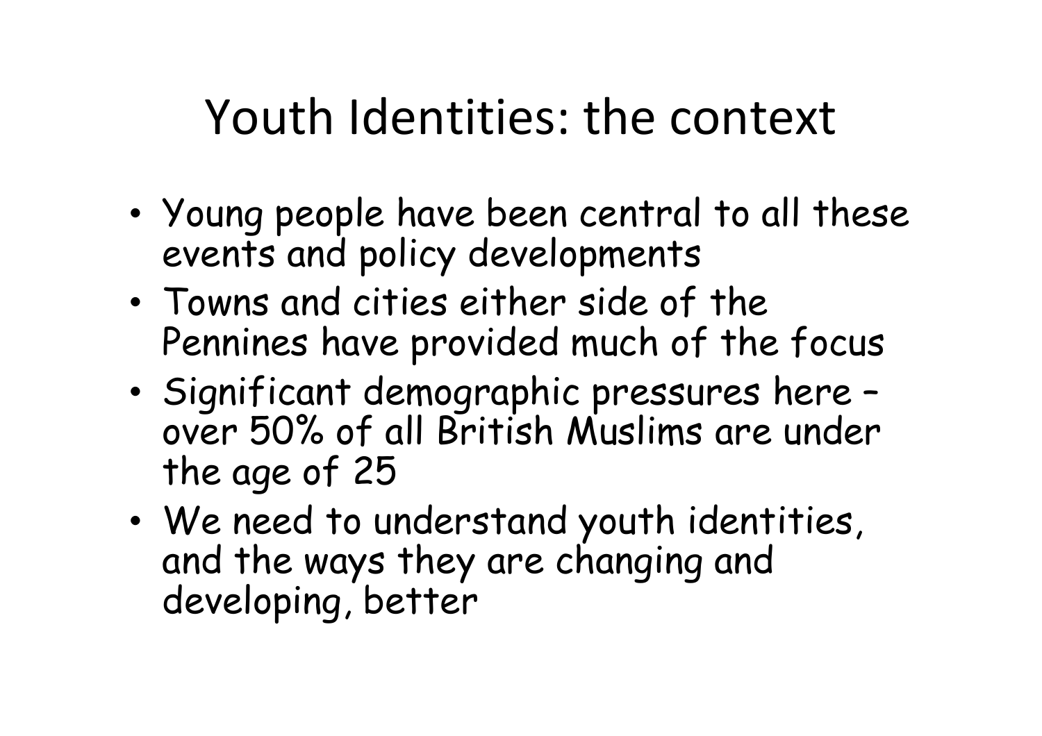# Youth Identities: the context

- Young people have been central to all these events and policy developments
- Towns and cities either side of the Pennines have provided much of the focus
- Significant demographic pressures here – over 50% of all British Muslims are under the age of 25
- We need to understand youth identities, and the ways they are changing and developing, better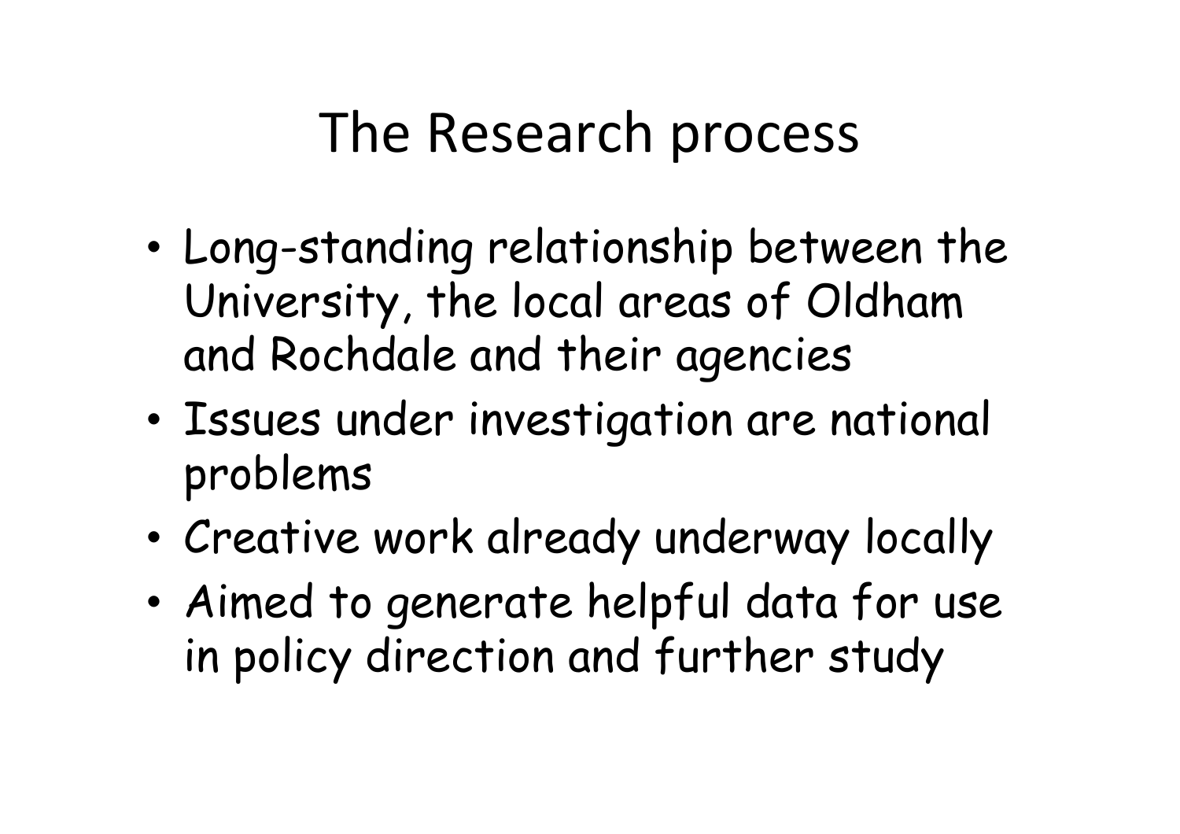# The Research process

- Long-standing relationship between the University, the local areas of Oldham and Rochdale and their agencies
- Issues under investigation are national problems
- Creative work already underway locally
- Aimed to generate helpful data for use in policy direction and further study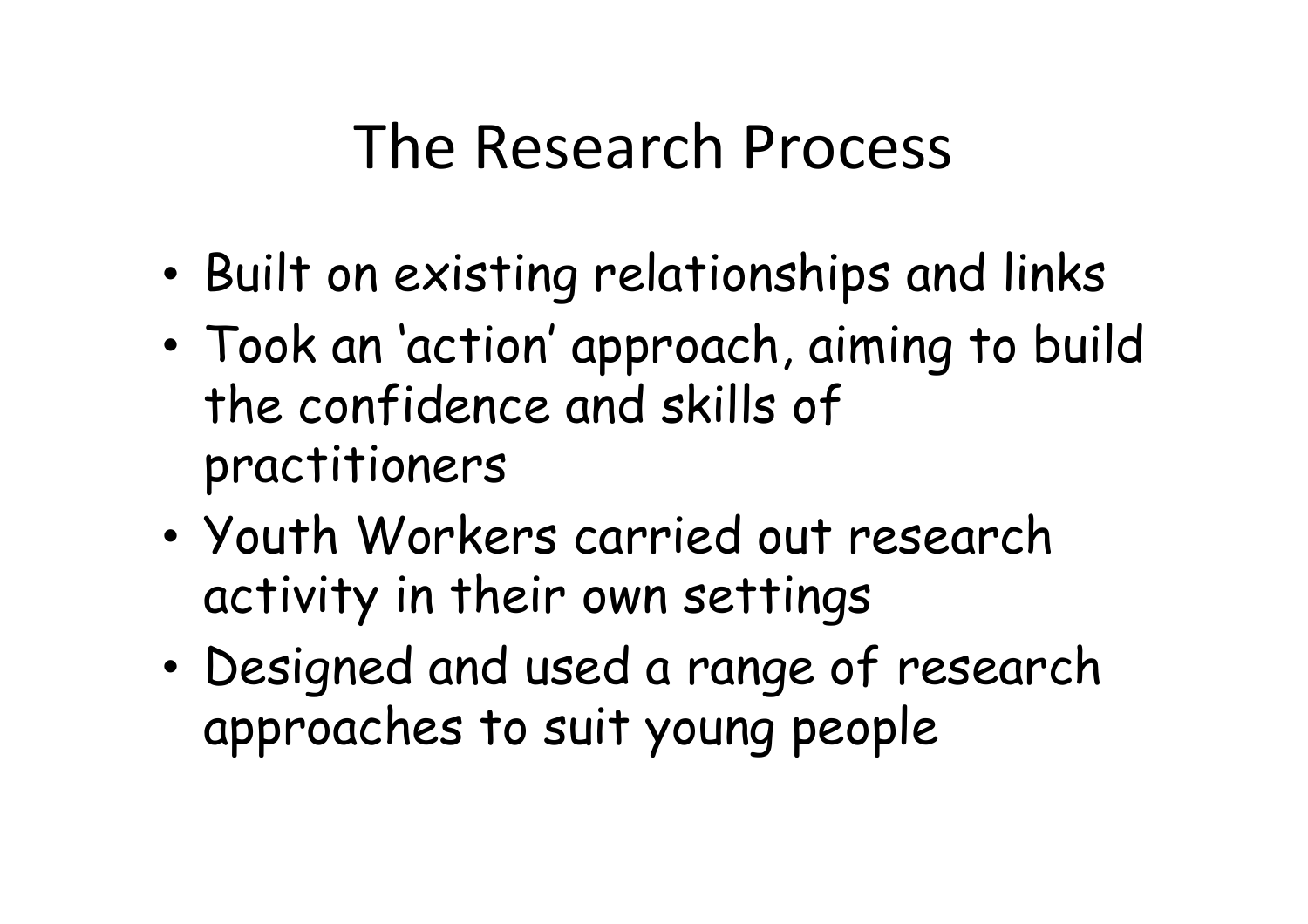# The Research Process

- Built on existing relationships and links
- Took an ‘action’ approach, aiming to build the confidence and skills of practitioners
- Youth Workers carried out research activity in their own settings
- Designed and used a range of research approaches to suit young people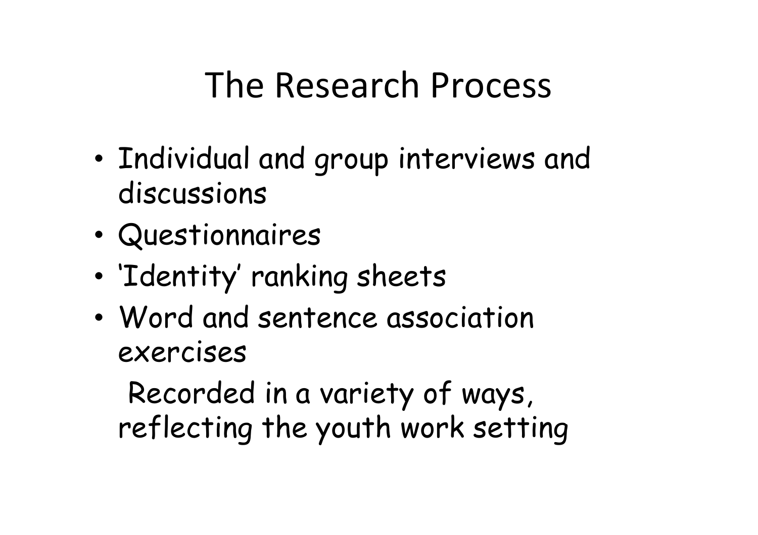# The Research Process

- Individual and group interviews and discussions
- Questionnaires
- 'Identity' ranking sheets
- Word and sentence association exercises

  Recorded in a variety of ways, reflecting the youth work setting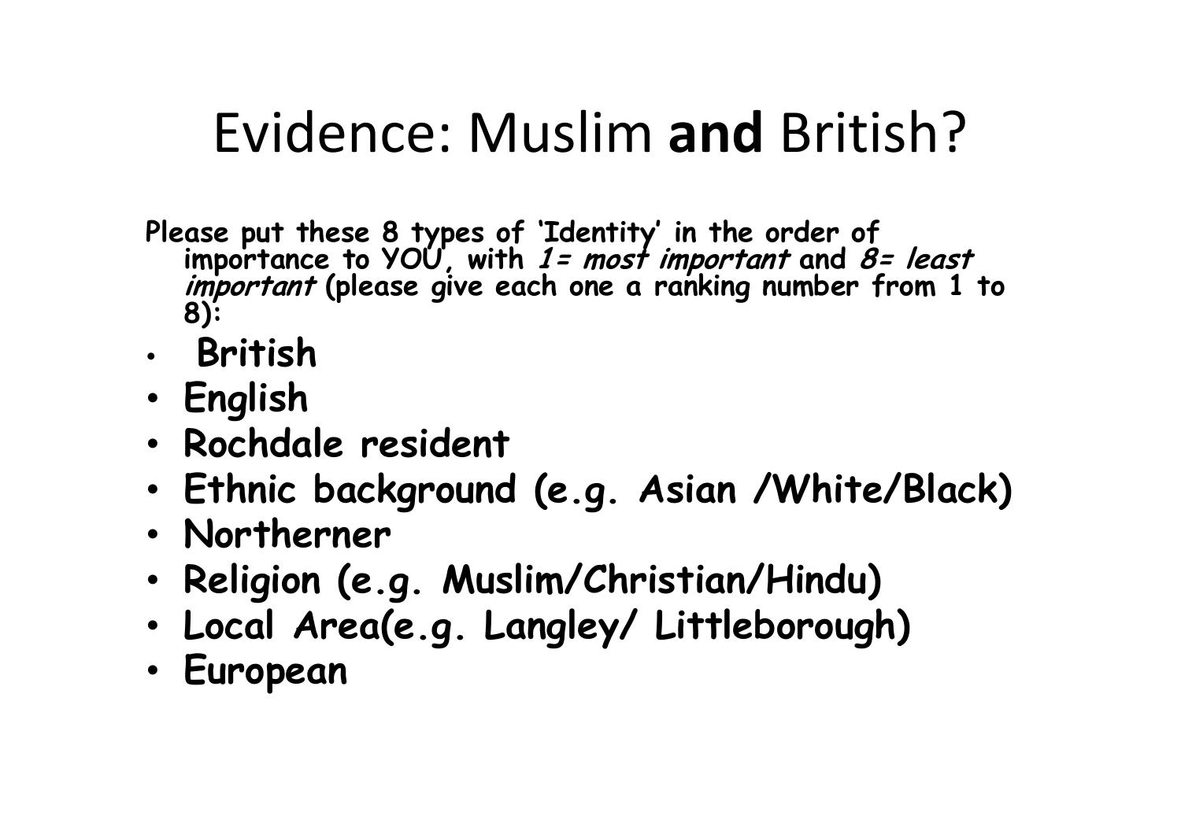# Evidence: Muslim **and** British?

**Please put these 8 types of 'Identity' in the order of importance to YOU, with *1= most important* and *8= least important* (please give each one a ranking number from 1 to 8):**

- **British**
- **English**
- **Rochdale resident**
- **Ethnic background (e.g. Asian /White/Black)**
- **Northerner**
- **Religion (e.g. Muslim/Christian/Hindu)**
- **Local Area(e.g. Langley/ Littleborough)**
- **European**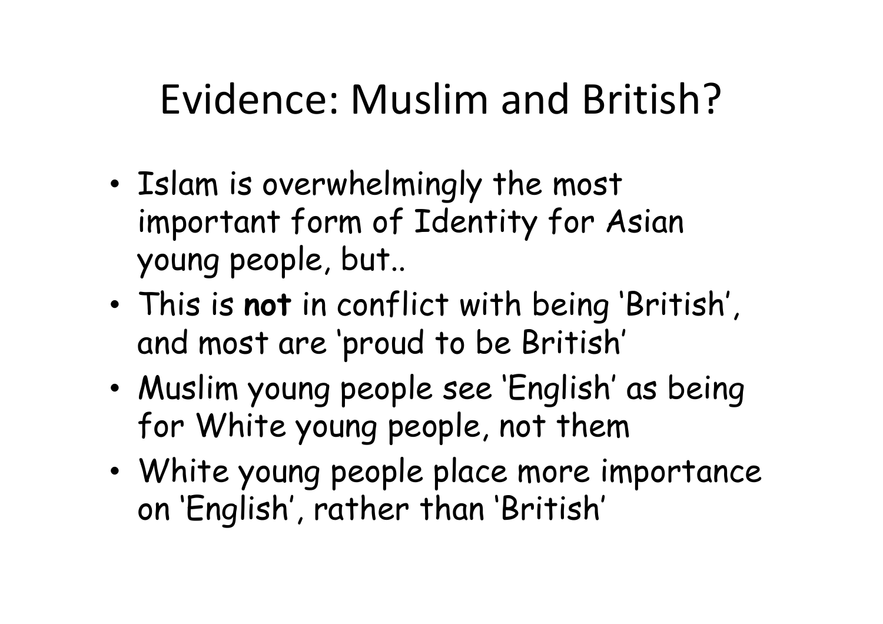# Evidence: Muslim and British?

- Islam is overwhelmingly the most important form of Identity for Asian young people, but..
- This is **not** in conflict with being 'British', and most are 'proud to be British'
- Muslim young people see 'English' as being for White young people, not them
- White young people place more importance on 'English', rather than 'British'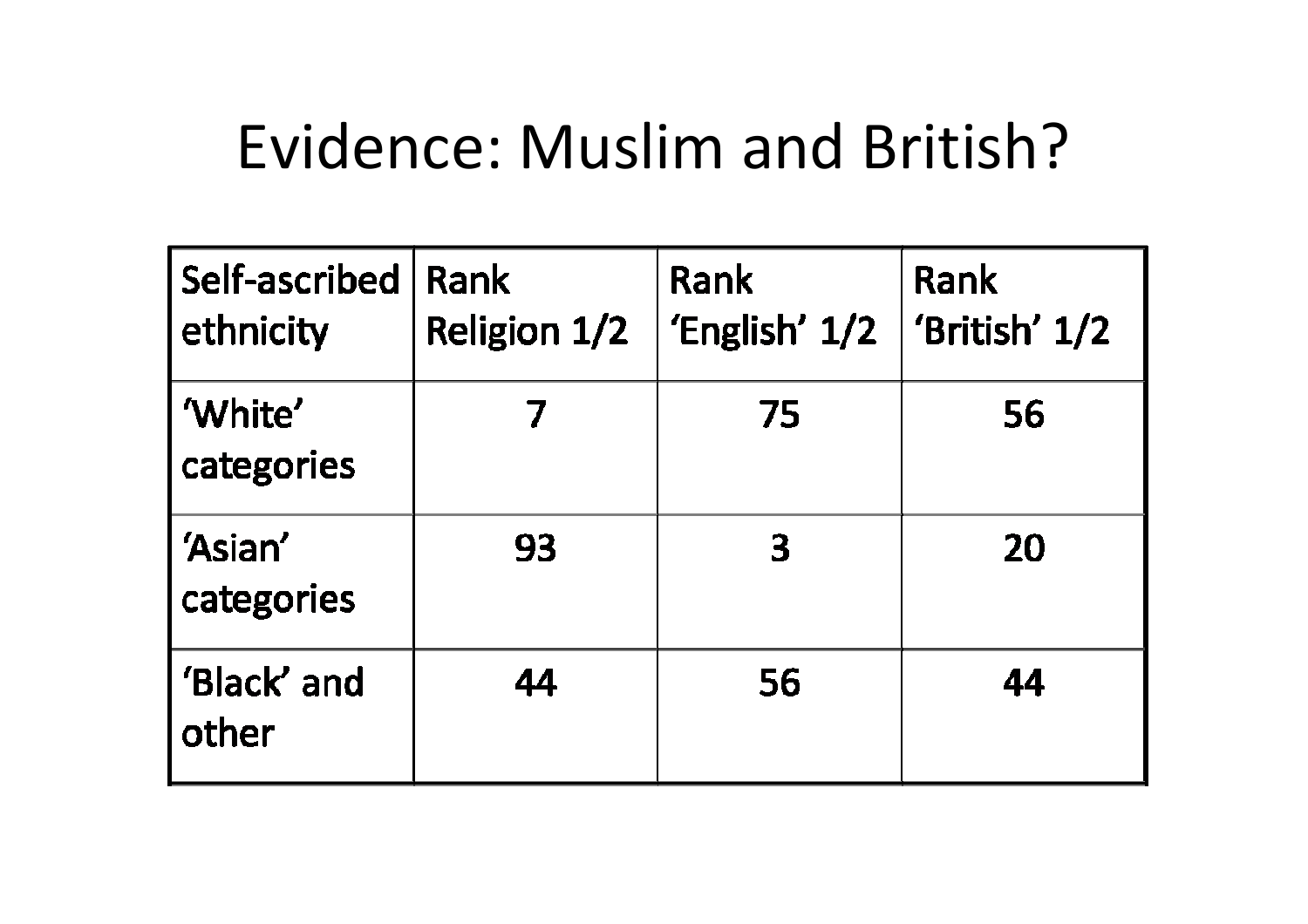# Evidence: Muslim and British?

| Self-ascribed ethnicity | Rank Religion 1/2 | Rank 'English' 1/2 | Rank 'British' 1/2 |
|---|---|---|---|
| 'White' categories | 7 | 75 | 56 |
| 'Asian' categories | 93 | 3 | 20 |
| 'Black' and other | 44 | 56 | 44 |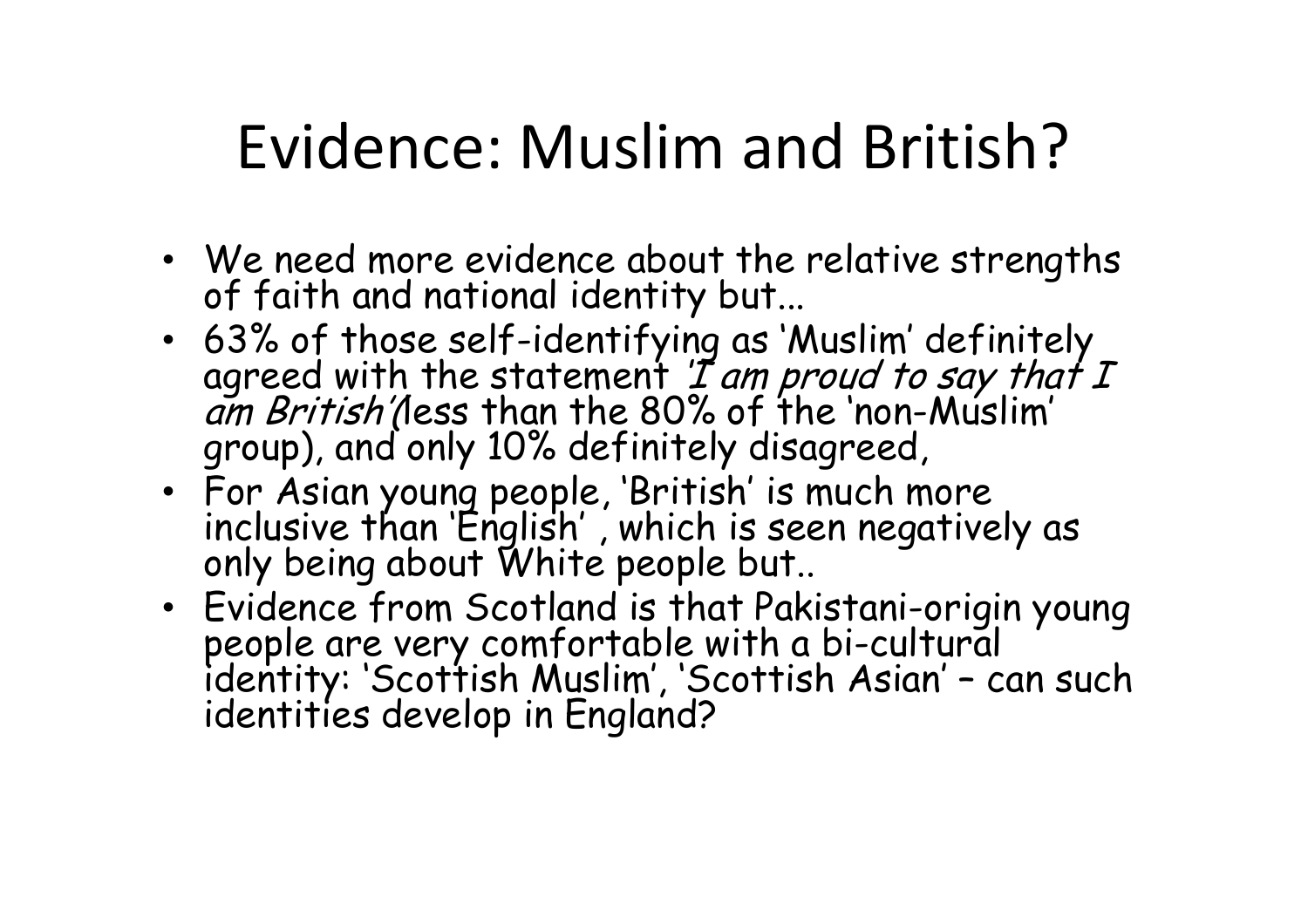# Evidence: Muslim and British?

- We need more evidence about the relative strengths of faith and national identity but…
- 63% of those self-identifying as 'Muslim' definitely agreed with the statement *'I am proud to say that I am British'*(less than the 80% of the 'non-Muslim' group), and only 10% definitely disagreed,
- For Asian young people, 'British' is much more inclusive than 'English' , which is seen negatively as only being about White people but..
- Evidence from Scotland is that Pakistani-origin young people are very comfortable with a bi-cultural identity: 'Scottish Muslim', 'Scottish Asian' – can such identities develop in England?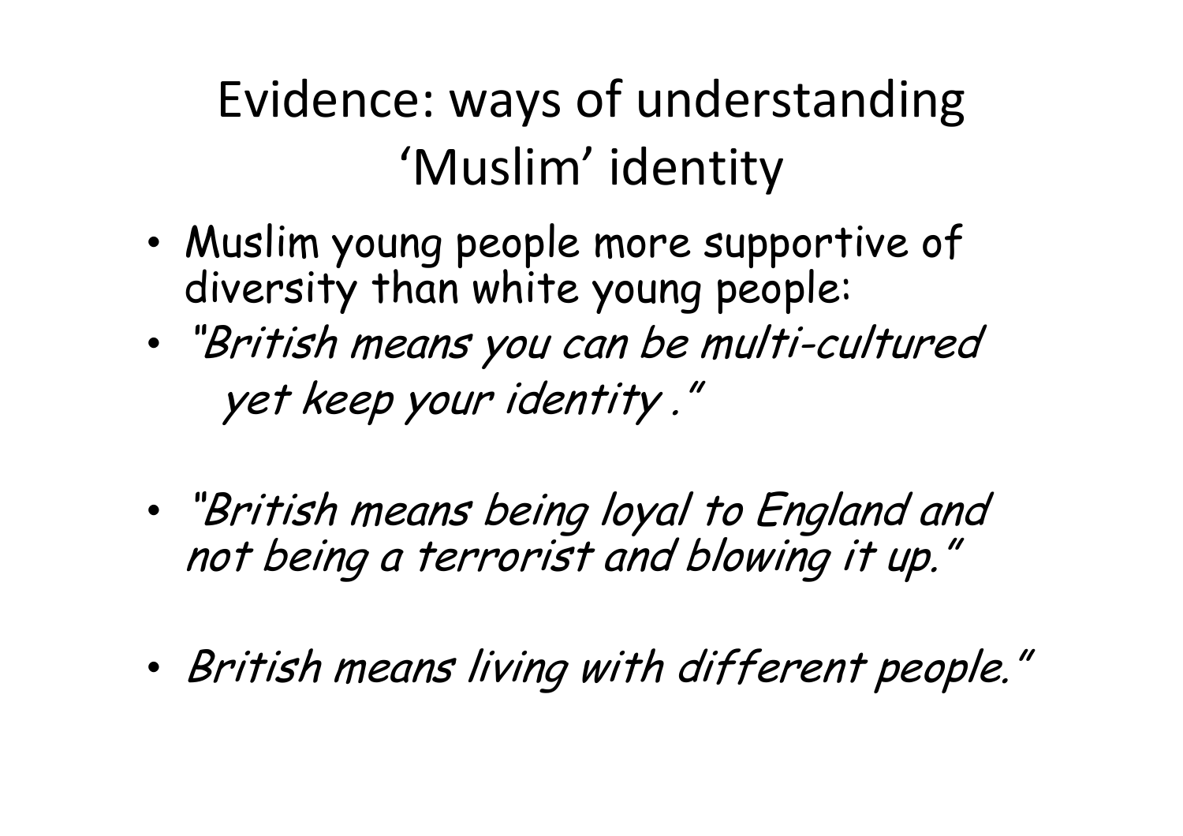# Evidence: ways of understanding 'Muslim' identity

- Muslim young people more supportive of diversity than white young people:
- *"British means you can be multi-cultured yet keep your identity ."*
- *"British means being loyal to England and not being a terrorist and blowing it up."*
- *British means living with different people."*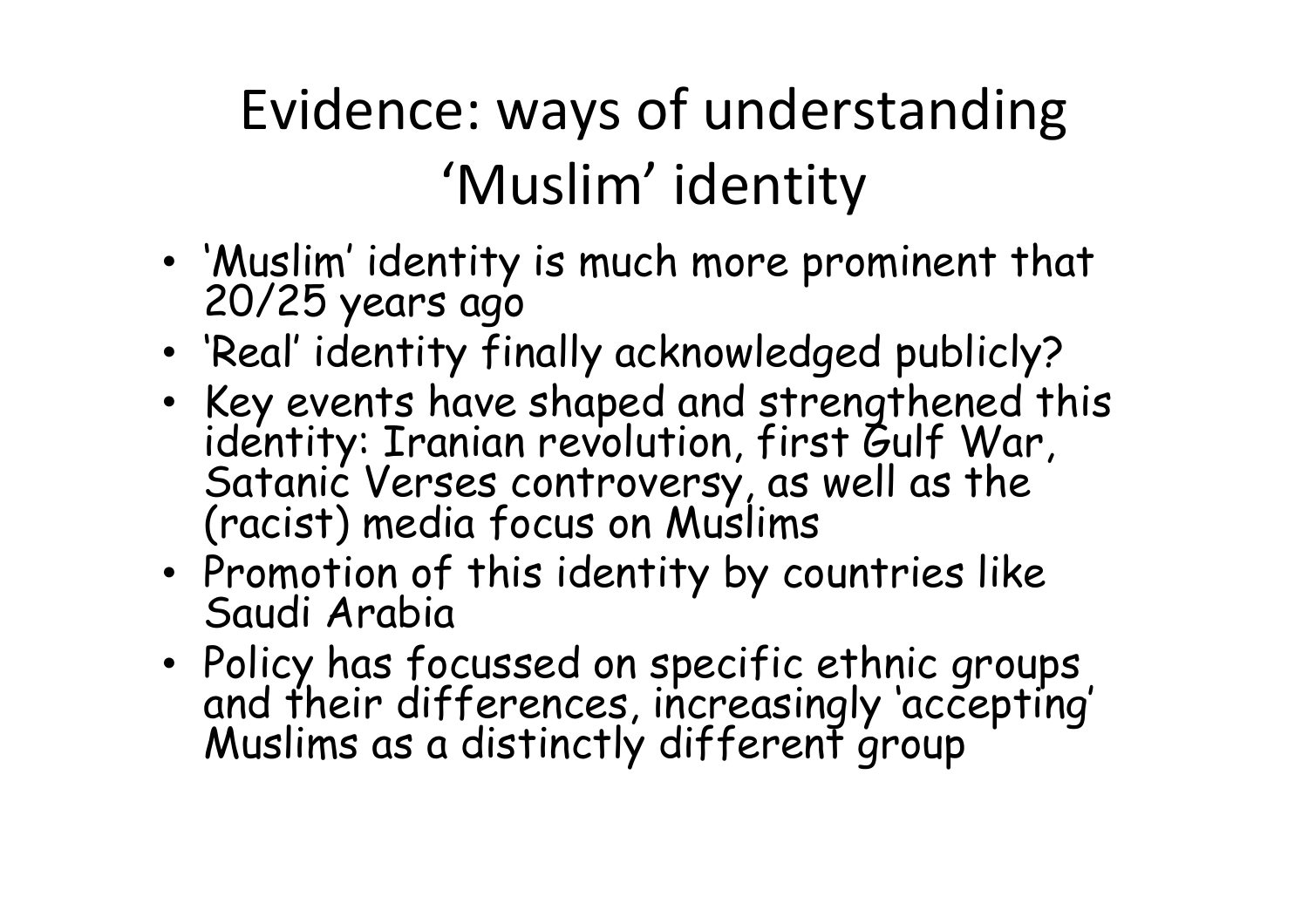# Evidence: ways of understanding 'Muslim' identity

- 'Muslim' identity is much more prominent that 20/25 years ago
- 'Real' identity finally acknowledged publicly?
- Key events have shaped and strengthened this identity: Iranian revolution, first Gulf War, Satanic Verses controversy, as well as the (racist) media focus on Muslims
- Promotion of this identity by countries like Saudi Arabia
- Policy has focussed on specific ethnic groups and their differences, increasingly 'accepting' Muslims as a distinctly different group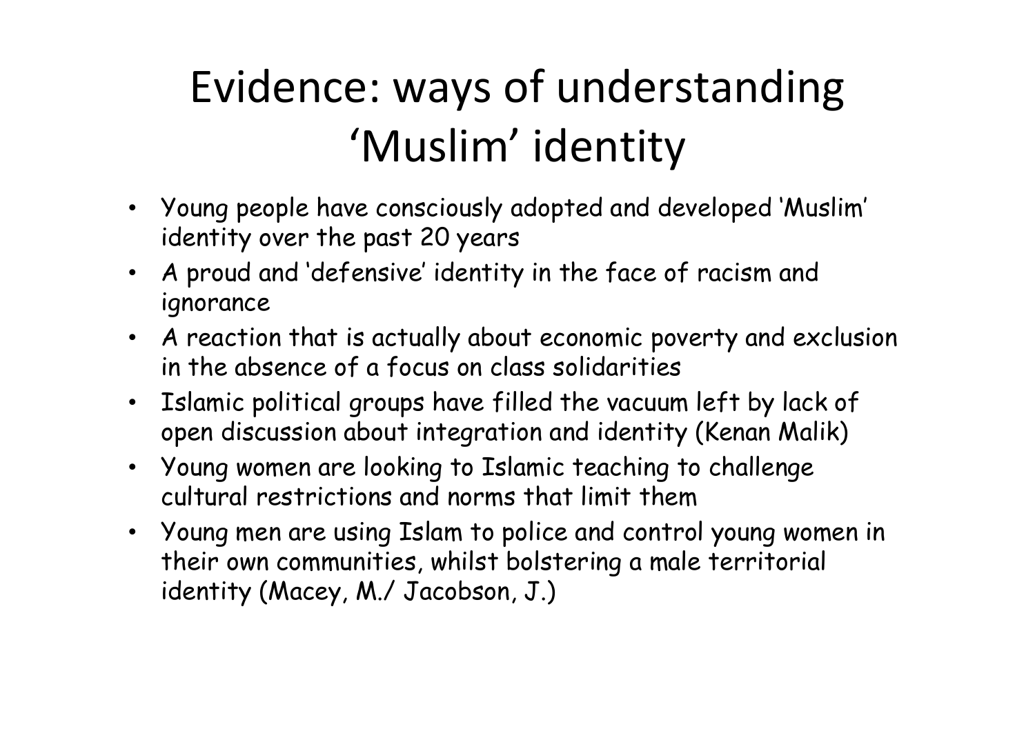# Evidence: ways of understanding 'Muslim' identity

- Young people have consciously adopted and developed 'Muslim' identity over the past 20 years
- A proud and 'defensive' identity in the face of racism and ignorance
- A reaction that is actually about economic poverty and exclusion in the absence of a focus on class solidarities
- Islamic political groups have filled the vacuum left by lack of open discussion about integration and identity (Kenan Malik)
- Young women are looking to Islamic teaching to challenge cultural restrictions and norms that limit them
- Young men are using Islam to police and control young women in their own communities, whilst bolstering a male territorial identity (Macey, M./ Jacobson, J.)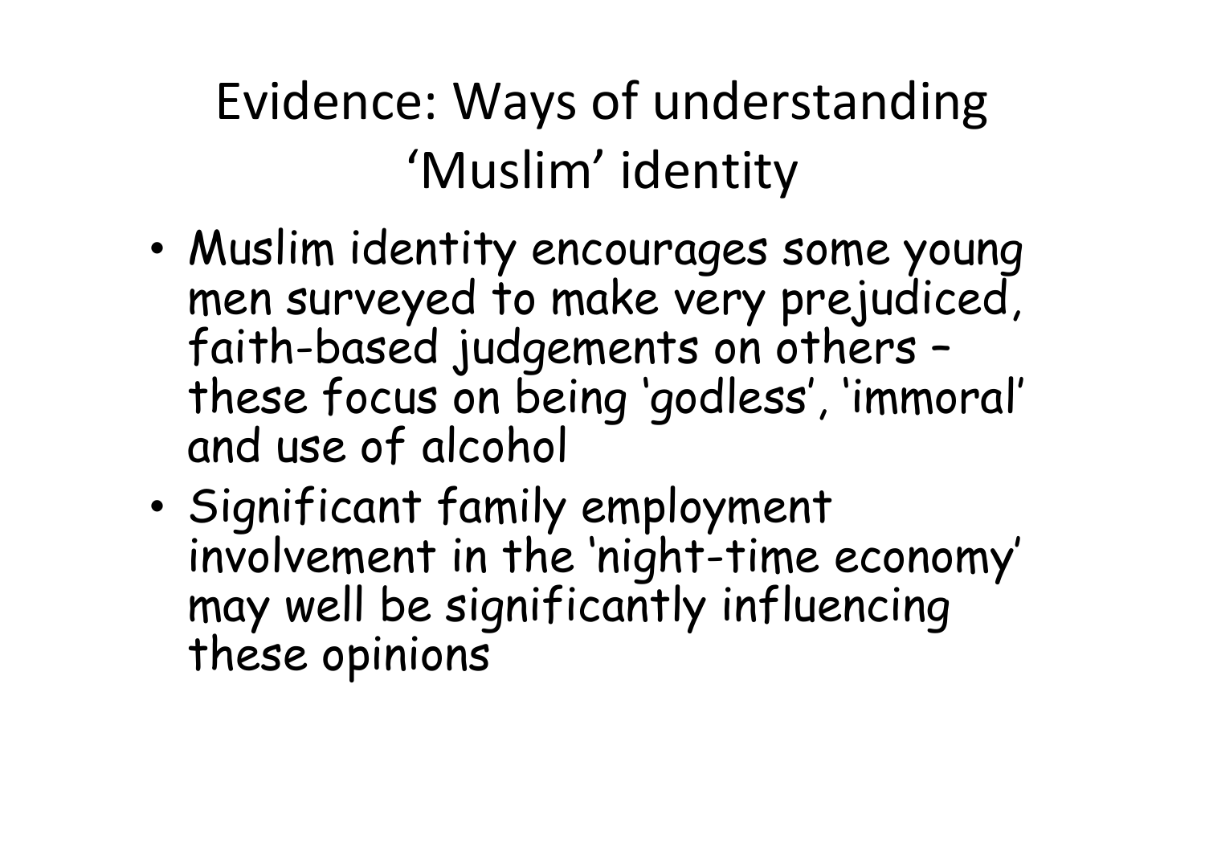# Evidence: Ways of understanding 'Muslim' identity

- Muslim identity encourages some young men surveyed to make very prejudiced, faith-based judgements on others – these focus on being 'godless', 'immoral' and use of alcohol
- Significant family employment involvement in the 'night-time economy' may well be significantly influencing these opinions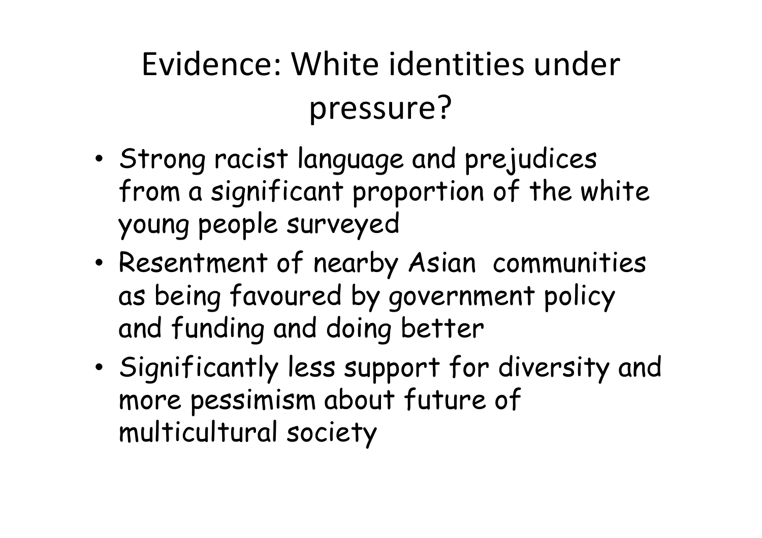# Evidence: White identities under pressure?

- Strong racist language and prejudices from a significant proportion of the white young people surveyed
- Resentment of nearby Asian communities as being favoured by government policy and funding and doing better
- Significantly less support for diversity and more pessimism about future of multicultural society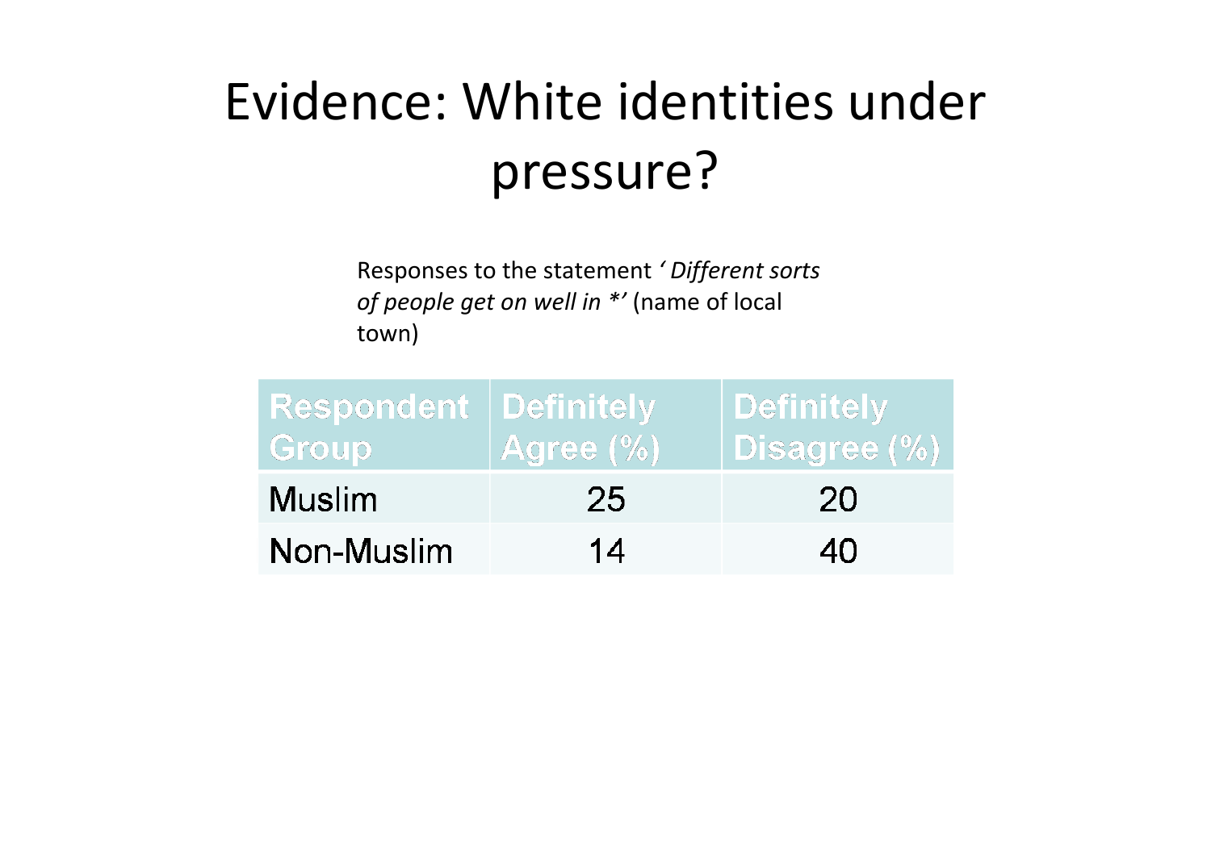# Evidence: White identities under pressure?

Responses to the statement *' Different sorts of people get on well in \*'* (name of local town)

| Respondent Group | Definitely Agree (%) | Definitely Disagree (%) |
| --- | --- | --- |
| Muslim | 25 | 20 |
| Non-Muslim | 14 | 40 |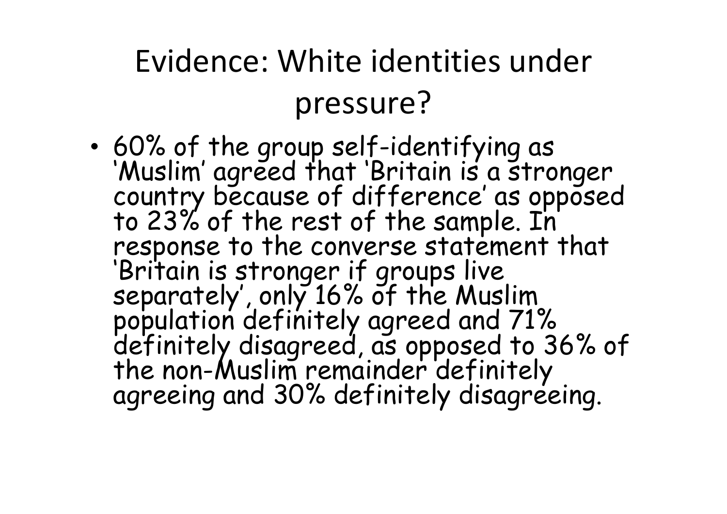# Evidence: White identities under pressure?

- 60% of the group self-identifying as 'Muslim' agreed that 'Britain is a stronger country because of difference' as opposed to 23% of the rest of the sample. In response to the converse statement that 'Britain is stronger if groups live separately', only 16% of the Muslim population definitely agreed and 71% definitely disagreed, as opposed to 36% of the non-Muslim remainder definitely agreeing and 30% definitely disagreeing.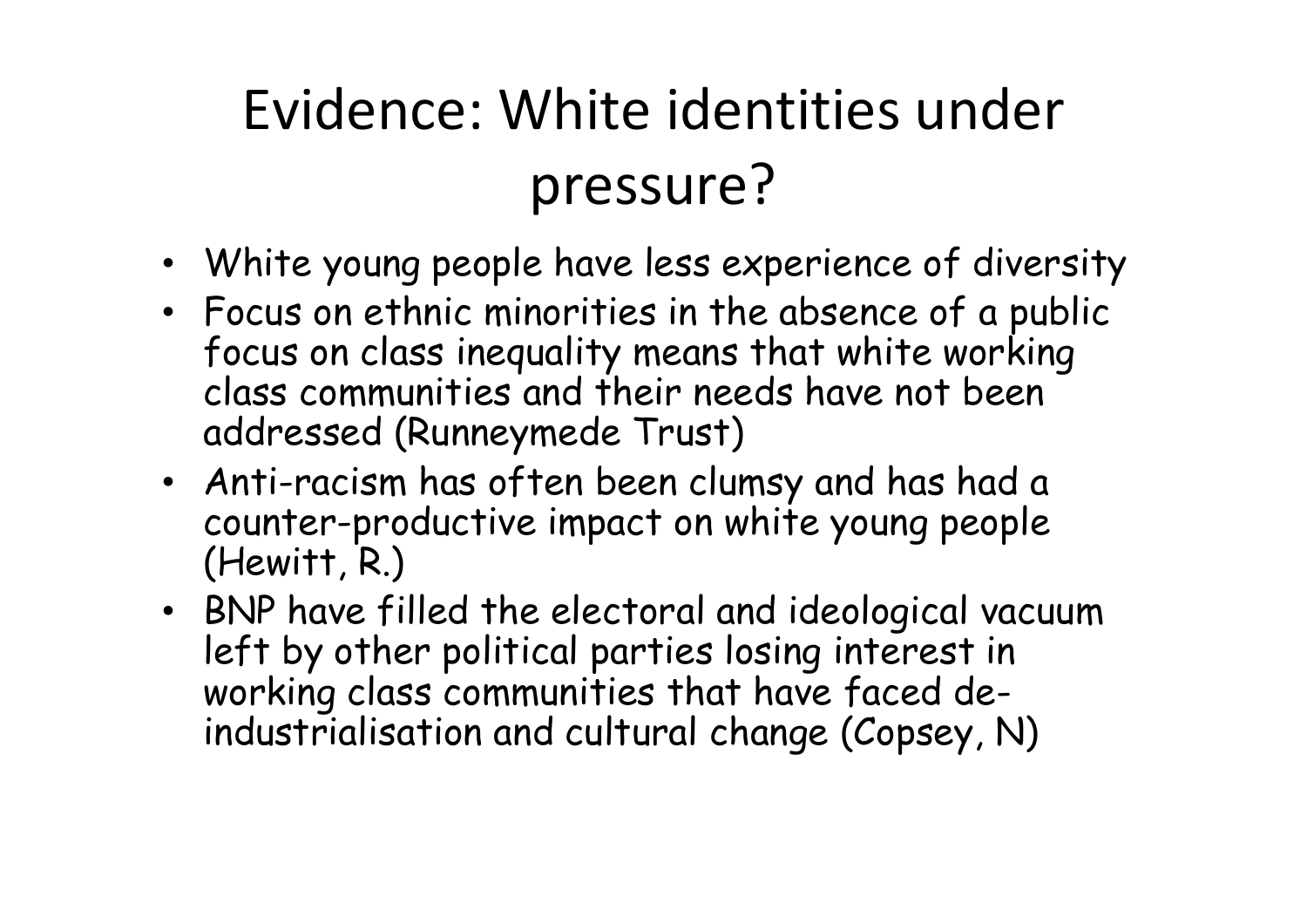# Evidence: White identities under pressure?

- White young people have less experience of diversity
- Focus on ethnic minorities in the absence of a public focus on class inequality means that white working class communities and their needs have not been addressed (Runneymede Trust)
- Anti-racism has often been clumsy and has had a counter-productive impact on white young people (Hewitt, R.)
- BNP have filled the electoral and ideological vacuum left by other political parties losing interest in working class communities that have faced de-industrialisation and cultural change (Copsey, N)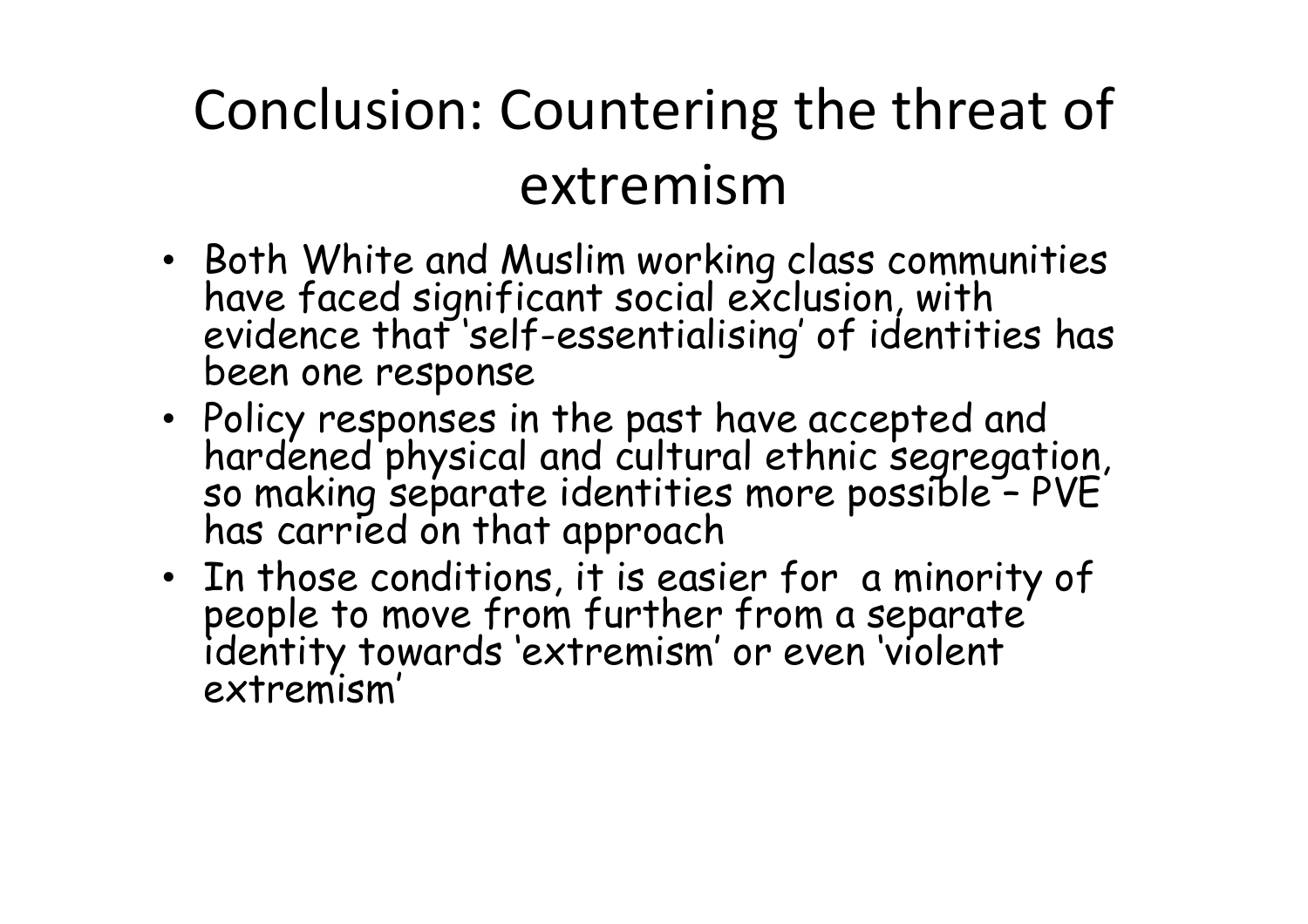# Conclusion: Countering the threat of extremism

- Both White and Muslim working class communities have faced significant social exclusion, with evidence that 'self-essentialising' of identities has been one response
- Policy responses in the past have accepted and hardened physical and cultural ethnic segregation, so making separate identities more possible – PVE has carried on that approach
- In those conditions, it is easier for a minority of people to move from further from a separate identity towards 'extremism' or even 'violent extremism'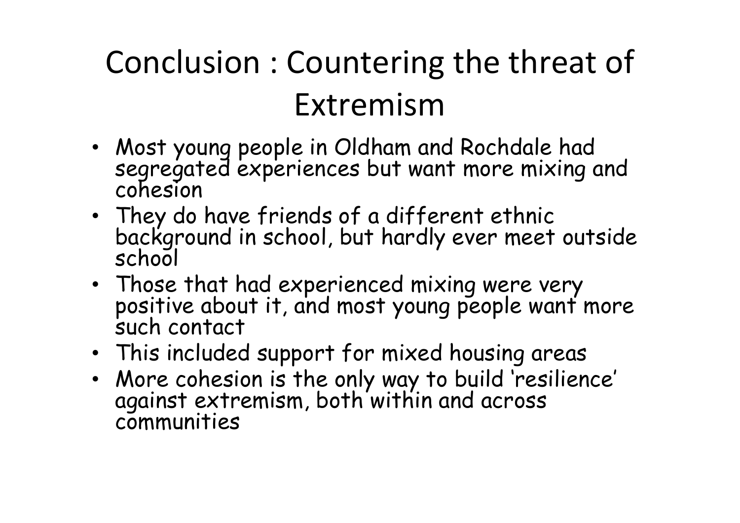# Conclusion : Countering the threat of Extremism

- Most young people in Oldham and Rochdale had segregated experiences but want more mixing and cohesion
- They do have friends of a different ethnic background in school, but hardly ever meet outside school
- Those that had experienced mixing were very positive about it, and most young people want more such contact
- This included support for mixed housing areas
- More cohesion is the only way to build 'resilience' against extremism, both within and across communities